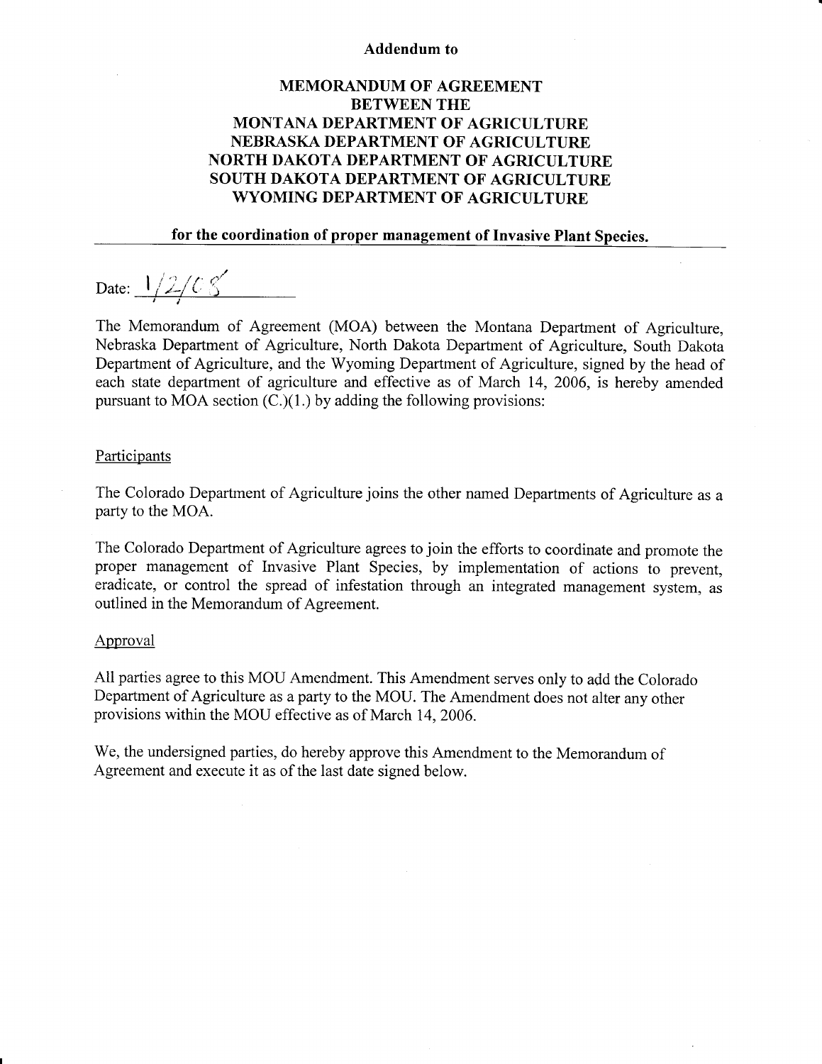**Addendum to**

# MEMORANDUM OF AGREEMENT BETWEEN THE MONTANA DEPARTMENT OF AGRICULTURE NEBRASKA DEPARTMENT OF AGRICULTURE NORTH DAKOTA DEPARTMENT OF AGRICULTURE SOUTH DAKOTA DEPARTMENT OF AGRICULTURE WYOMING DEPARTMENT OF AGRICULTURE

**for the coordination of proper management of Invasive Plant Species.**

Date: 1/2/08

The Memorandum of Agreement (MOA) between the Montana Department of Agriculture, Nebraska Department of Agriculture, North Dakota Department of Agriculture, South Dakota Department of Agriculture, and the Wyoming Department of Agriculture, signed by the head of each state department of agriculture and effective as of March 14, 2006, is hereby amended pursuant to MOA section (C.)(1.) by adding the following provisions:

## Participants

The Colorado Department of Agriculture joins the other named Departments of Agriculture as a party to the MOA.

The Colorado Department of Agriculture agrees to join the efforts to coordinate and promote the proper management of Invasive Plant Species, by implementation of actions to prevent, eradicate, or control the spread of infestation through an integrated management system, as outlined in the Memorandum of Agreement.

## Approval

All parties agree to this MOU Amendment. This Amendment serves only to add the Colorado Department of Agriculture as a party to the MOU. The Amendment does not alter any other provisions within the MOU effective as of March 14, 2006.

We, the undersigned parties, do hereby approve this Amendment to the Memorandum of Agreement and execute it as of the last date signed below.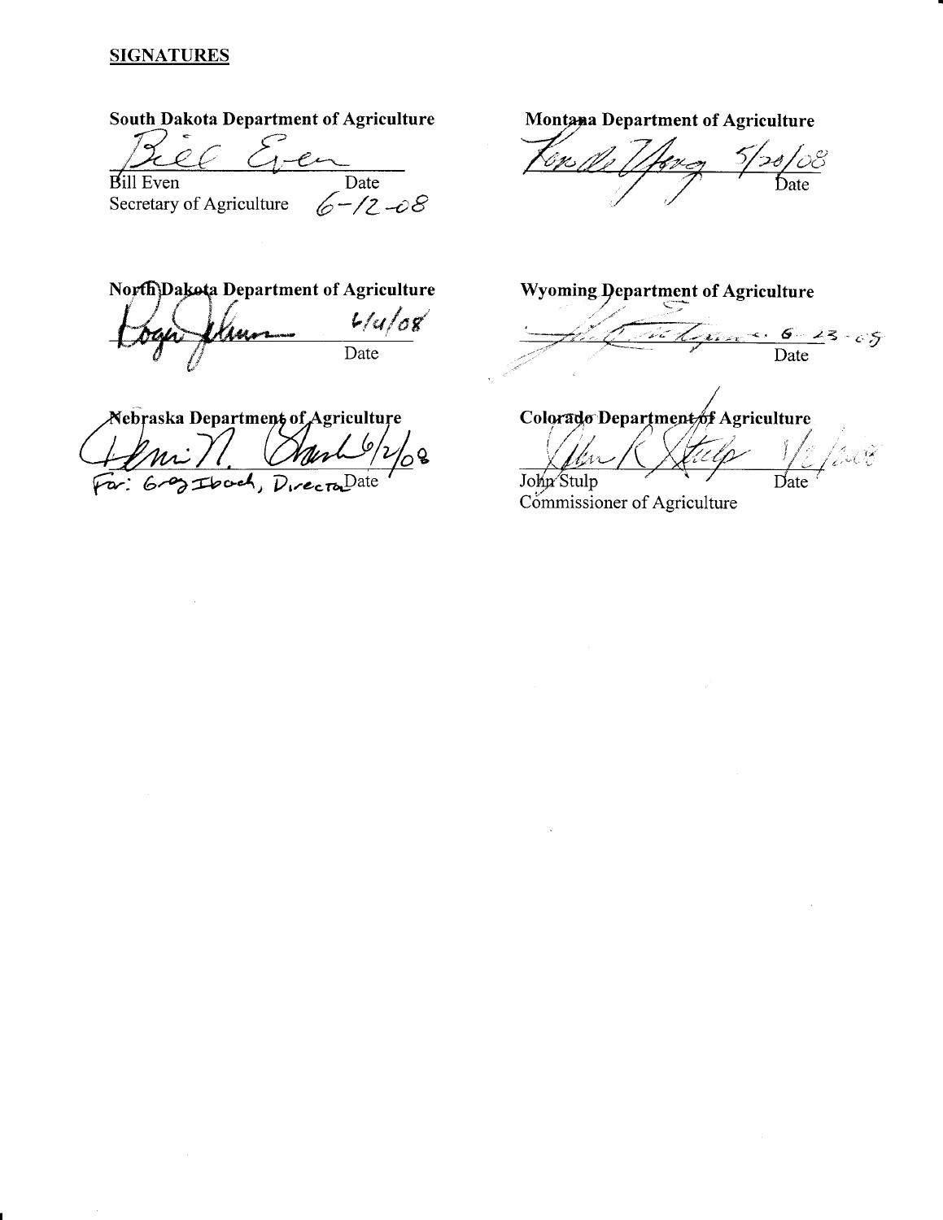## SIGNATURES

**South Dakota Department of Agriculture**

Bill Even
Secretary of Agriculture

Date 6-12-08

**Montana Department of Agriculture**

Date 5/20/08

**North Dakota Department of Agriculture**

Date 6/4/08

**Wyoming Department of Agriculture**

Date 6-23-08

**Nebraska Department of Agriculture**

For: Greg Ibach, Director

Date 6/2/08

**Colorado Department of Agriculture**

John Stulp
Commissioner of Agriculture

Date